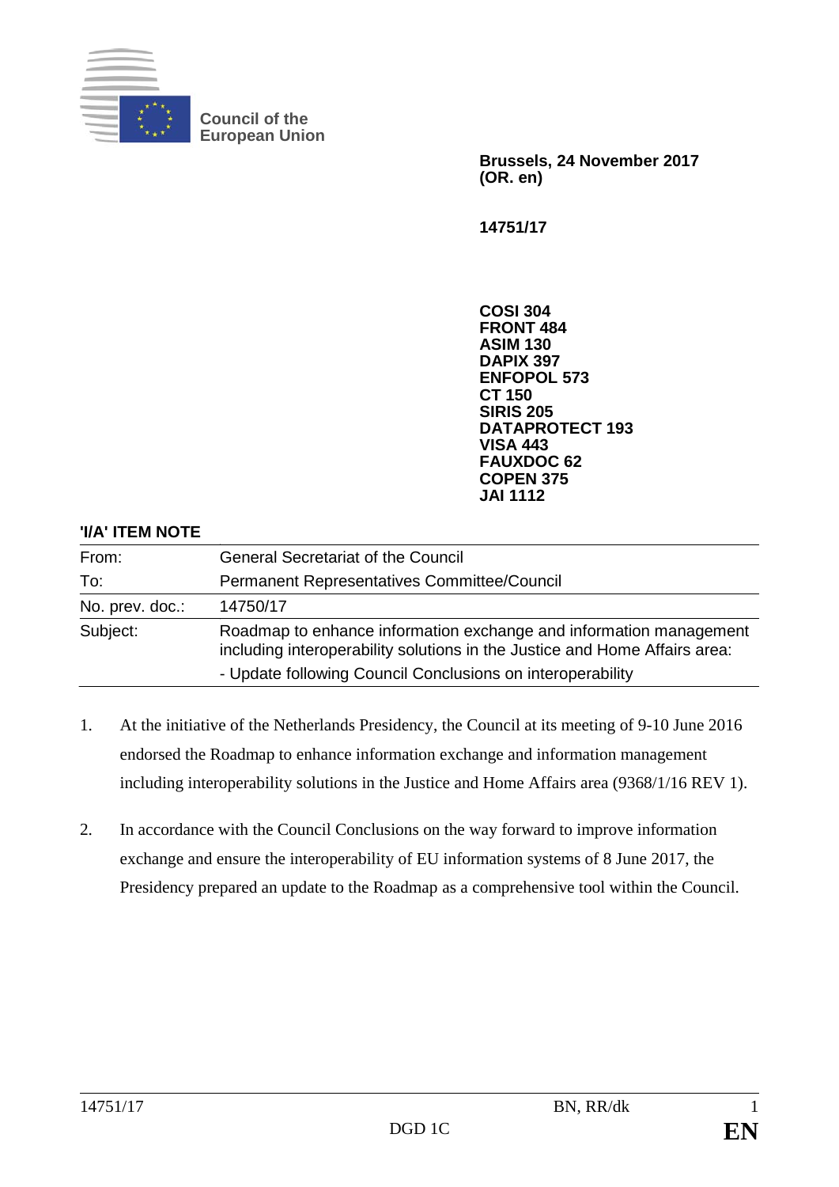**Council of the European Union**

**Brussels, 24 November 2017 (OR. en)**

**14751/17**

**COSI 304**
**FRONT 484**
**ASIM 130**
**DAPIX 397**
**ENFOPOL 573**
**CT 150**
**SIRIS 205**
**DATAPROTECT 193**
**VISA 443**
**FAUXDOC 62**
**COPEN 375**
**JAI 1112**

**'I/A' ITEM NOTE**

| | |
|---|---|
| From: | General Secretariat of the Council |
| To: | Permanent Representatives Committee/Council |
| No. prev. doc.: | 14750/17 |
| Subject: | Roadmap to enhance information exchange and information management including interoperability solutions in the Justice and Home Affairs area: - Update following Council Conclusions on interoperability |

1. At the initiative of the Netherlands Presidency, the Council at its meeting of 9-10 June 2016 endorsed the Roadmap to enhance information exchange and information management including interoperability solutions in the Justice and Home Affairs area (9368/1/16 REV 1).

2. In accordance with the Council Conclusions on the way forward to improve information exchange and ensure the interoperability of EU information systems of 8 June 2017, the Presidency prepared an update to the Roadmap as a comprehensive tool within the Council.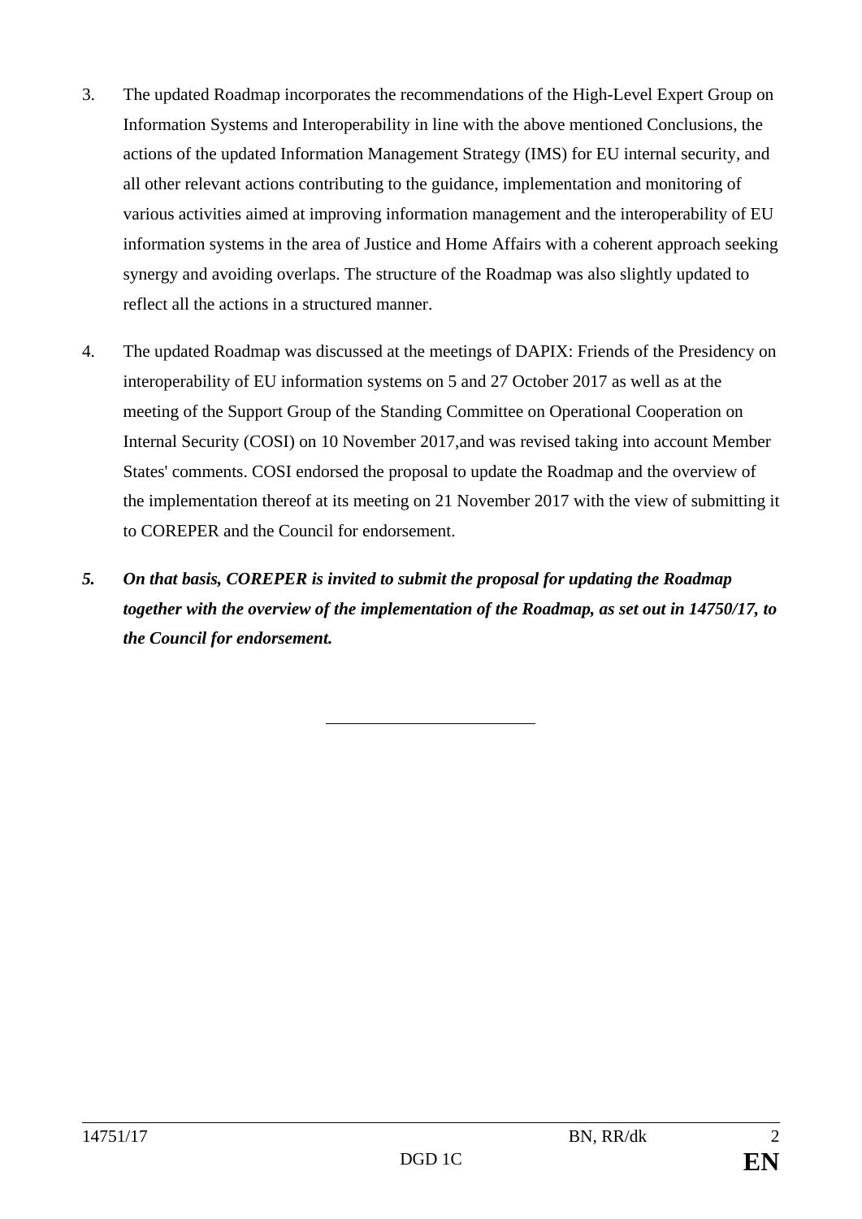3. The updated Roadmap incorporates the recommendations of the High-Level Expert Group on Information Systems and Interoperability in line with the above mentioned Conclusions, the actions of the updated Information Management Strategy (IMS) for EU internal security, and all other relevant actions contributing to the guidance, implementation and monitoring of various activities aimed at improving information management and the interoperability of EU information systems in the area of Justice and Home Affairs with a coherent approach seeking synergy and avoiding overlaps. The structure of the Roadmap was also slightly updated to reflect all the actions in a structured manner.

4. The updated Roadmap was discussed at the meetings of DAPIX: Friends of the Presidency on interoperability of EU information systems on 5 and 27 October 2017 as well as at the meeting of the Support Group of the Standing Committee on Operational Cooperation on Internal Security (COSI) on 10 November 2017,and was revised taking into account Member States' comments. COSI endorsed the proposal to update the Roadmap and the overview of the implementation thereof at its meeting on 21 November 2017 with the view of submitting it to COREPER and the Council for endorsement.

***5. On that basis, COREPER is invited to submit the proposal for updating the Roadmap together with the overview of the implementation of the Roadmap, as set out in 14750/17, to the Council for endorsement.***